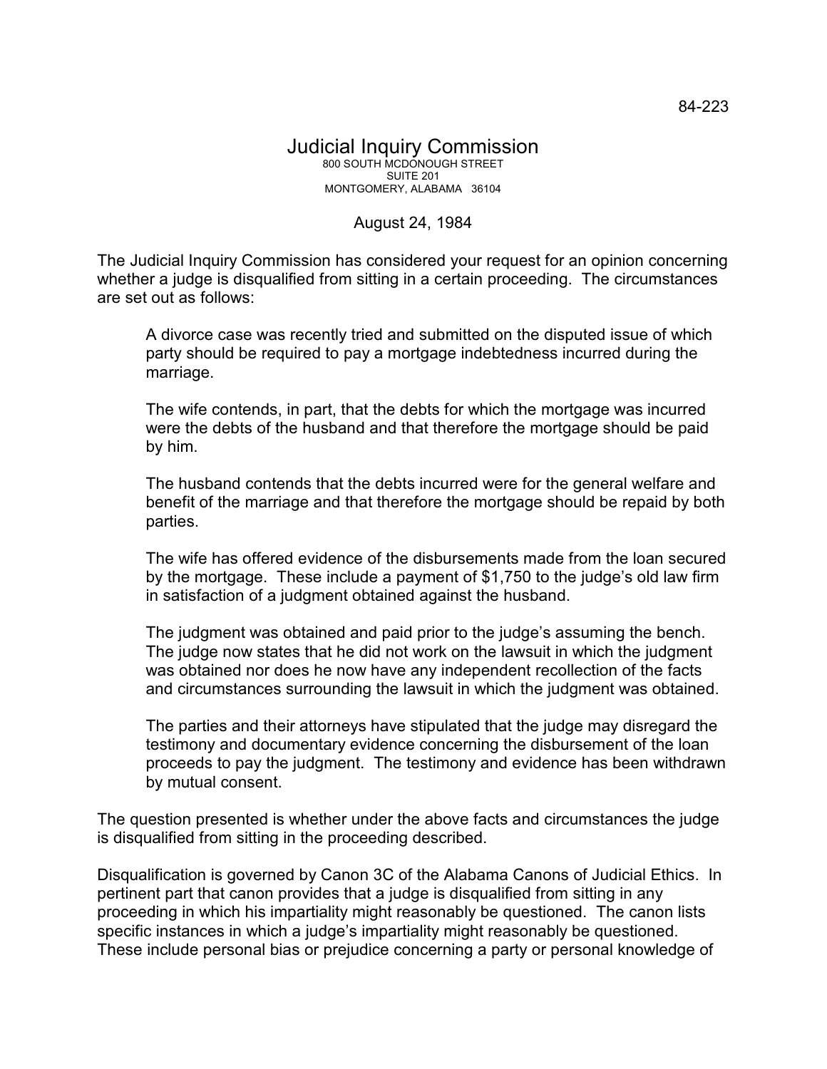84-223

# Judicial Inquiry Commission

800 SOUTH MCDONOUGH STREET
SUITE 201
MONTGOMERY, ALABAMA 36104

August 24, 1984

The Judicial Inquiry Commission has considered your request for an opinion concerning whether a judge is disqualified from sitting in a certain proceeding. The circumstances are set out as follows:

> A divorce case was recently tried and submitted on the disputed issue of which party should be required to pay a mortgage indebtedness incurred during the marriage.
>
> The wife contends, in part, that the debts for which the mortgage was incurred were the debts of the husband and that therefore the mortgage should be paid by him.
>
> The husband contends that the debts incurred were for the general welfare and benefit of the marriage and that therefore the mortgage should be repaid by both parties.
>
> The wife has offered evidence of the disbursements made from the loan secured by the mortgage. These include a payment of $1,750 to the judge's old law firm in satisfaction of a judgment obtained against the husband.
>
> The judgment was obtained and paid prior to the judge's assuming the bench. The judge now states that he did not work on the lawsuit in which the judgment was obtained nor does he now have any independent recollection of the facts and circumstances surrounding the lawsuit in which the judgment was obtained.
>
> The parties and their attorneys have stipulated that the judge may disregard the testimony and documentary evidence concerning the disbursement of the loan proceeds to pay the judgment. The testimony and evidence has been withdrawn by mutual consent.

The question presented is whether under the above facts and circumstances the judge is disqualified from sitting in the proceeding described.

Disqualification is governed by Canon 3C of the Alabama Canons of Judicial Ethics. In pertinent part that canon provides that a judge is disqualified from sitting in any proceeding in which his impartiality might reasonably be questioned. The canon lists specific instances in which a judge's impartiality might reasonably be questioned. These include personal bias or prejudice concerning a party or personal knowledge of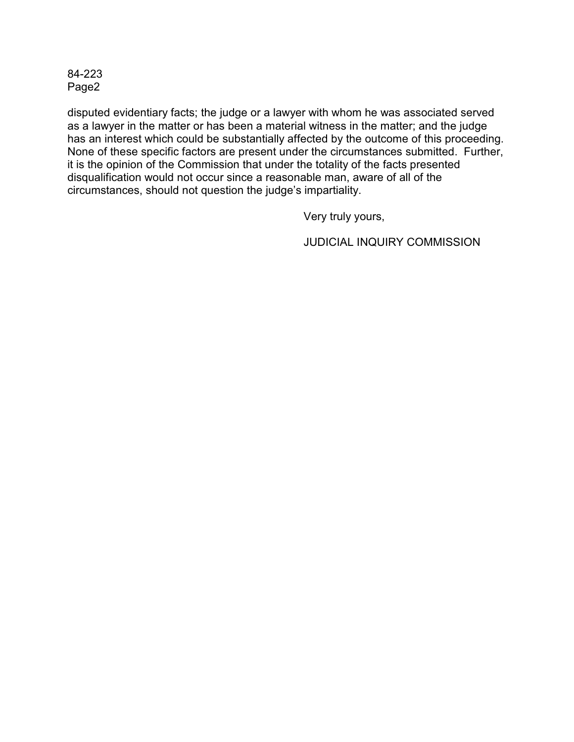disputed evidentiary facts; the judge or a lawyer with whom he was associated served as a lawyer in the matter or has been a material witness in the matter; and the judge has an interest which could be substantially affected by the outcome of this proceeding. None of these specific factors are present under the circumstances submitted. Further, it is the opinion of the Commission that under the totality of the facts presented disqualification would not occur since a reasonable man, aware of all of the circumstances, should not question the judge's impartiality.

Very truly yours,

JUDICIAL INQUIRY COMMISSION